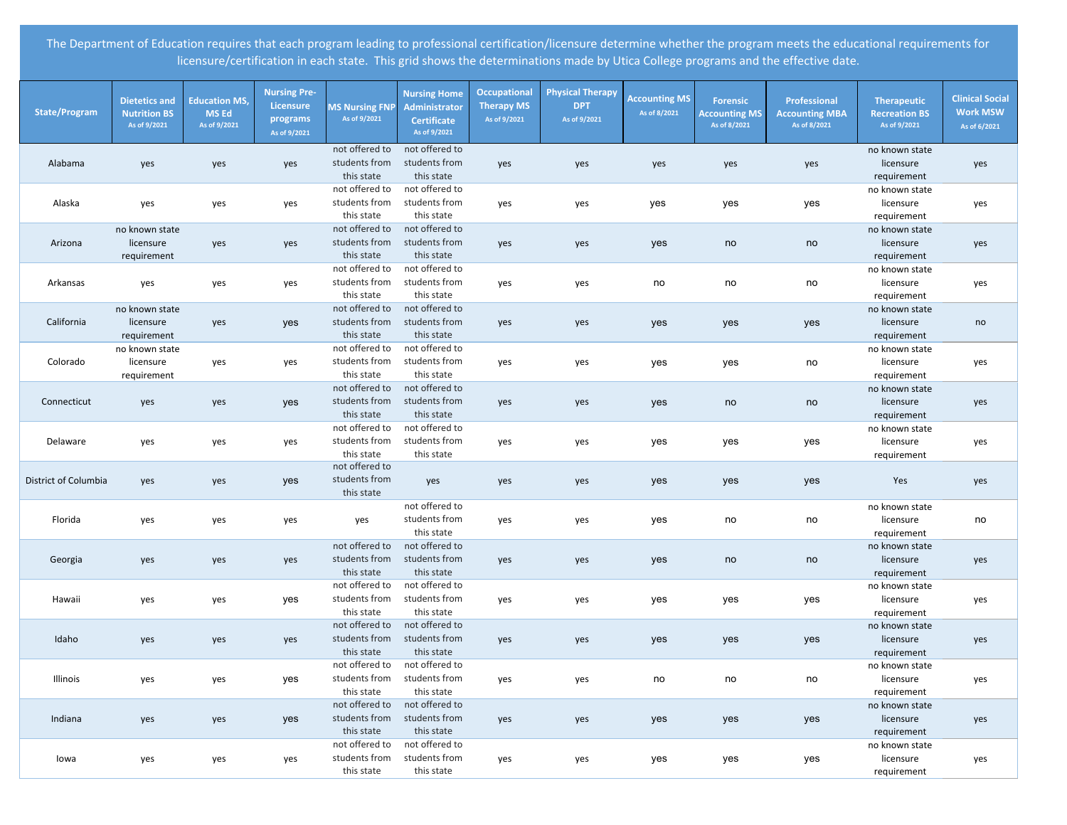The Department of Education requires that each program leading to professional certification/licensure determine whether the program meets the educational requirements for licensure/certification in each state. This grid shows the determinations made by Utica College programs and the effective date.

| State/Program | Dietetics and Nutrition BS As of 9/2021 | Education MS, MS Ed As of 9/2021 | Nursing Pre-Licensure programs As of 9/2021 | MS Nursing FNP As of 9/2021 | Nursing Home Administrator Certificate As of 9/2021 | Occupational Therapy MS As of 9/2021 | Physical Therapy DPT As of 9/2021 | Accounting MS As of 8/2021 | Forensic Accounting MS As of 8/2021 | Professional Accounting MBA As of 8/2021 | Therapeutic Recreation BS As of 9/2021 | Clinical Social Work MSW As of 6/2021 |
|---|---|---|---|---|---|---|---|---|---|---|---|---|
| Alabama | yes | yes | yes | not offered to students from this state | not offered to students from this state | yes | yes | yes | yes | yes | no known state licensure requirement | yes |
| Alaska | yes | yes | yes | not offered to students from this state | not offered to students from this state | yes | yes | yes | yes | yes | no known state licensure requirement | yes |
| Arizona | no known state licensure requirement | yes | yes | not offered to students from this state | not offered to students from this state | yes | yes | yes | no | no | no known state licensure requirement | yes |
| Arkansas | yes | yes | yes | not offered to students from this state | not offered to students from this state | yes | yes | no | no | no | no known state licensure requirement | yes |
| California | no known state licensure requirement | yes | yes | not offered to students from this state | not offered to students from this state | yes | yes | yes | yes | yes | no known state licensure requirement | no |
| Colorado | no known state licensure requirement | yes | yes | not offered to students from this state | not offered to students from this state | yes | yes | yes | yes | no | no known state licensure requirement | yes |
| Connecticut | yes | yes | yes | not offered to students from this state | not offered to students from this state | yes | yes | yes | no | no | no known state licensure requirement | yes |
| Delaware | yes | yes | yes | not offered to students from this state | not offered to students from this state | yes | yes | yes | yes | yes | no known state licensure requirement | yes |
| District of Columbia | yes | yes | yes | not offered to students from this state | yes | yes | yes | yes | yes | yes | Yes | yes |
| Florida | yes | yes | yes | yes | not offered to students from this state | yes | yes | yes | no | no | no known state licensure requirement | no |
| Georgia | yes | yes | yes | not offered to students from this state | not offered to students from this state | yes | yes | yes | no | no | no known state licensure requirement | yes |
| Hawaii | yes | yes | yes | not offered to students from this state | not offered to students from this state | yes | yes | yes | yes | yes | no known state licensure requirement | yes |
| Idaho | yes | yes | yes | not offered to students from this state | not offered to students from this state | yes | yes | yes | yes | yes | no known state licensure requirement | yes |
| Illinois | yes | yes | yes | not offered to students from this state | not offered to students from this state | yes | yes | no | no | no | no known state licensure requirement | yes |
| Indiana | yes | yes | yes | not offered to students from this state | not offered to students from this state | yes | yes | yes | yes | yes | no known state licensure requirement | yes |
| Iowa | yes | yes | yes | not offered to students from this state | not offered to students from this state | yes | yes | yes | yes | yes | no known state licensure requirement | yes |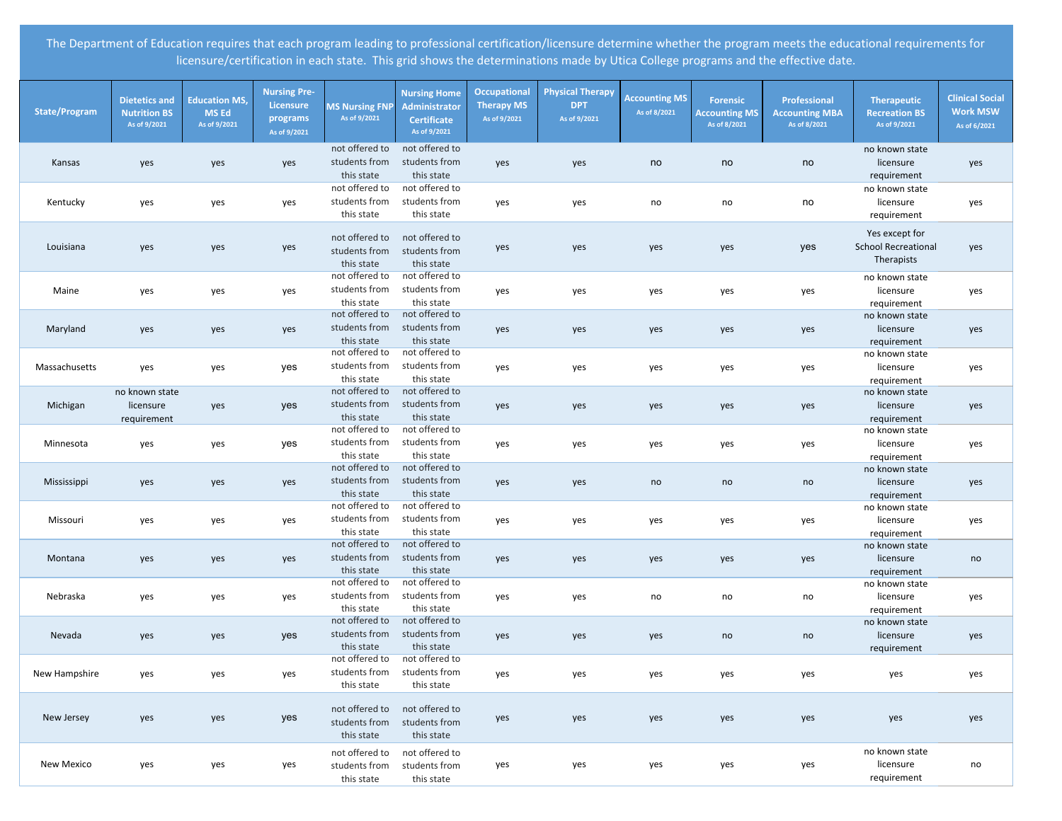The Department of Education requires that each program leading to professional certification/licensure determine whether the program meets the educational requirements for licensure/certification in each state. This grid shows the determinations made by Utica College programs and the effective date.

| State/Program | Dietetics and Nutrition BS As of 9/2021 | Education MS, MS Ed As of 9/2021 | Nursing Pre-Licensure programs As of 9/2021 | MS Nursing FNP As of 9/2021 | Nursing Home Administrator Certificate As of 9/2021 | Occupational Therapy MS As of 9/2021 | Physical Therapy DPT As of 9/2021 | Accounting MS As of 8/2021 | Forensic Accounting MS As of 8/2021 | Professional Accounting MBA As of 8/2021 | Therapeutic Recreation BS As of 9/2021 | Clinical Social Work MSW As of 6/2021 |
|---|---|---|---|---|---|---|---|---|---|---|---|---|
| Kansas | yes | yes | yes | not offered to students from this state | not offered to students from this state | yes | yes | no | no | no | no known state licensure requirement | yes |
| Kentucky | yes | yes | yes | not offered to students from this state | not offered to students from this state | yes | yes | no | no | no | no known state licensure requirement | yes |
| Louisiana | yes | yes | yes | not offered to students from this state | not offered to students from this state | yes | yes | yes | yes | yes | Yes except for School Recreational Therapists | yes |
| Maine | yes | yes | yes | not offered to students from this state | not offered to students from this state | yes | yes | yes | yes | yes | no known state licensure requirement | yes |
| Maryland | yes | yes | yes | not offered to students from this state | not offered to students from this state | yes | yes | yes | yes | yes | no known state licensure requirement | yes |
| Massachusetts | yes | yes | yes | not offered to students from this state | not offered to students from this state | yes | yes | yes | yes | yes | no known state licensure requirement | yes |
| Michigan | no known state licensure requirement | yes | yes | not offered to students from this state | not offered to students from this state | yes | yes | yes | yes | yes | no known state licensure requirement | yes |
| Minnesota | yes | yes | yes | not offered to students from this state | not offered to students from this state | yes | yes | yes | yes | yes | no known state licensure requirement | yes |
| Mississippi | yes | yes | yes | not offered to students from this state | not offered to students from this state | yes | yes | no | no | no | no known state licensure requirement | yes |
| Missouri | yes | yes | yes | not offered to students from this state | not offered to students from this state | yes | yes | yes | yes | yes | no known state licensure requirement | yes |
| Montana | yes | yes | yes | not offered to students from this state | not offered to students from this state | yes | yes | yes | yes | yes | no known state licensure requirement | no |
| Nebraska | yes | yes | yes | not offered to students from this state | not offered to students from this state | yes | yes | no | no | no | no known state licensure requirement | yes |
| Nevada | yes | yes | yes | not offered to students from this state | not offered to students from this state | yes | yes | yes | no | no | no known state licensure requirement | yes |
| New Hampshire | yes | yes | yes | not offered to students from this state | not offered to students from this state | yes | yes | yes | yes | yes | yes | yes |
| New Jersey | yes | yes | yes | not offered to students from this state | not offered to students from this state | yes | yes | yes | yes | yes | yes | yes |
| New Mexico | yes | yes | yes | not offered to students from this state | not offered to students from this state | yes | yes | yes | yes | yes | no known state licensure requirement | no |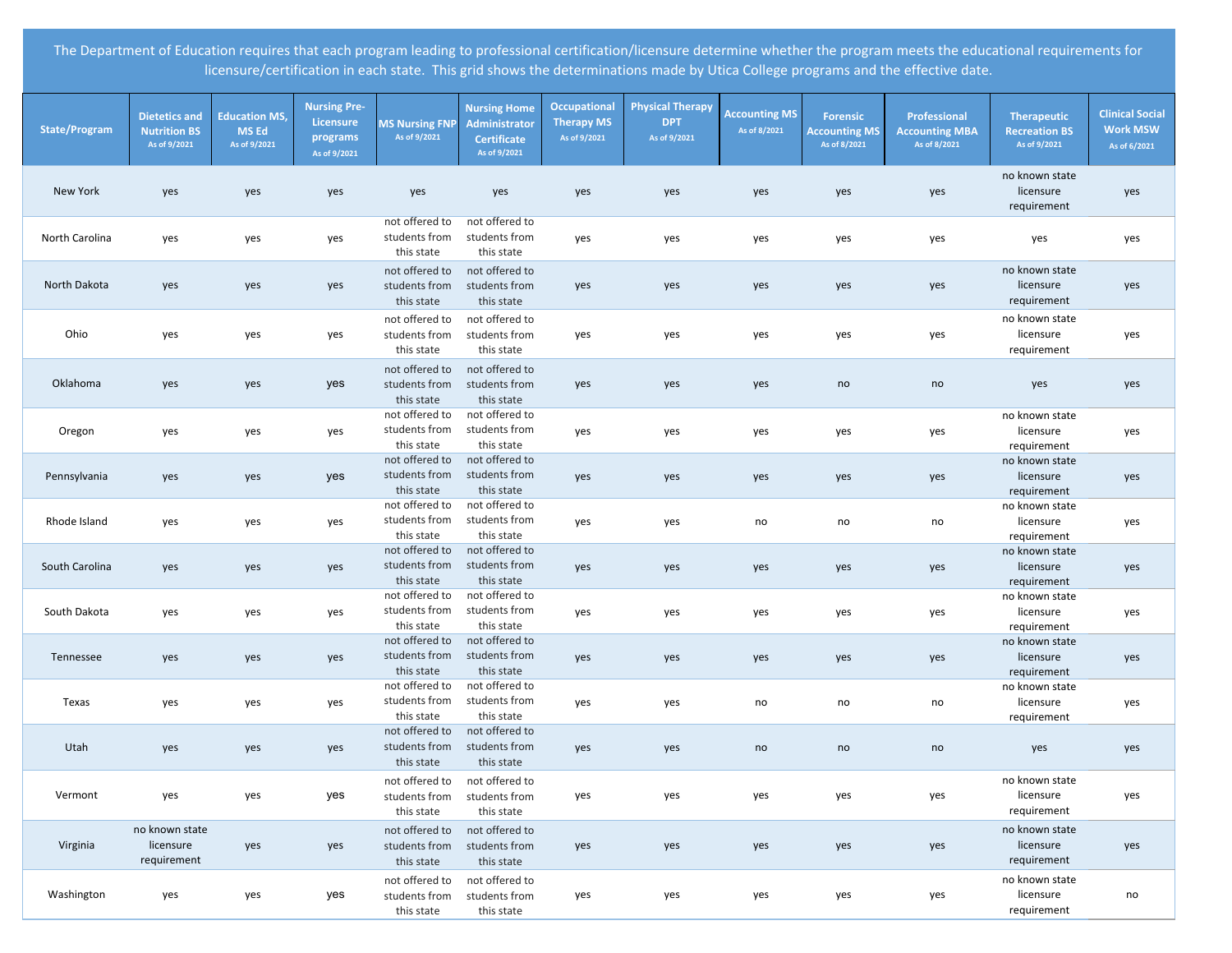The Department of Education requires that each program leading to professional certification/licensure determine whether the program meets the educational requirements for licensure/certification in each state. This grid shows the determinations made by Utica College programs and the effective date.

| State/Program | Dietetics and Nutrition BS As of 9/2021 | Education MS, MS Ed As of 9/2021 | Nursing Pre-Licensure programs As of 9/2021 | MS Nursing FNP As of 9/2021 | Nursing Home Administrator Certificate As of 9/2021 | Occupational Therapy MS As of 9/2021 | Physical Therapy DPT As of 9/2021 | Accounting MS As of 8/2021 | Forensic Accounting MS As of 8/2021 | Professional Accounting MBA As of 8/2021 | Therapeutic Recreation BS As of 9/2021 | Clinical Social Work MSW As of 6/2021 |
|---|---|---|---|---|---|---|---|---|---|---|---|---|
| New York | yes | yes | yes | yes | yes | yes | yes | yes | yes | yes | no known state licensure requirement | yes |
| North Carolina | yes | yes | yes | not offered to students from this state | not offered to students from this state | yes | yes | yes | yes | yes | yes | yes |
| North Dakota | yes | yes | yes | not offered to students from this state | not offered to students from this state | yes | yes | yes | yes | yes | no known state licensure requirement | yes |
| Ohio | yes | yes | yes | not offered to students from this state | not offered to students from this state | yes | yes | yes | yes | yes | no known state licensure requirement | yes |
| Oklahoma | yes | yes | yes | not offered to students from this state | not offered to students from this state | yes | yes | yes | no | no | yes | yes |
| Oregon | yes | yes | yes | not offered to students from this state | not offered to students from this state | yes | yes | yes | yes | yes | no known state licensure requirement | yes |
| Pennsylvania | yes | yes | yes | not offered to students from this state | not offered to students from this state | yes | yes | yes | yes | yes | no known state licensure requirement | yes |
| Rhode Island | yes | yes | yes | not offered to students from this state | not offered to students from this state | yes | yes | no | no | no | no known state licensure requirement | yes |
| South Carolina | yes | yes | yes | not offered to students from this state | not offered to students from this state | yes | yes | yes | yes | yes | no known state licensure requirement | yes |
| South Dakota | yes | yes | yes | not offered to students from this state | not offered to students from this state | yes | yes | yes | yes | yes | no known state licensure requirement | yes |
| Tennessee | yes | yes | yes | not offered to students from this state | not offered to students from this state | yes | yes | yes | yes | yes | no known state licensure requirement | yes |
| Texas | yes | yes | yes | not offered to students from this state | not offered to students from this state | yes | yes | no | no | no | no known state licensure requirement | yes |
| Utah | yes | yes | yes | not offered to students from this state | not offered to students from this state | yes | yes | no | no | no | yes | yes |
| Vermont | yes | yes | yes | not offered to students from this state | not offered to students from this state | yes | yes | yes | yes | yes | no known state licensure requirement | yes |
| Virginia | no known state licensure requirement | yes | yes | not offered to students from this state | not offered to students from this state | yes | yes | yes | yes | yes | no known state licensure requirement | yes |
| Washington | yes | yes | yes | not offered to students from this state | not offered to students from this state | yes | yes | yes | yes | yes | no known state licensure requirement | no |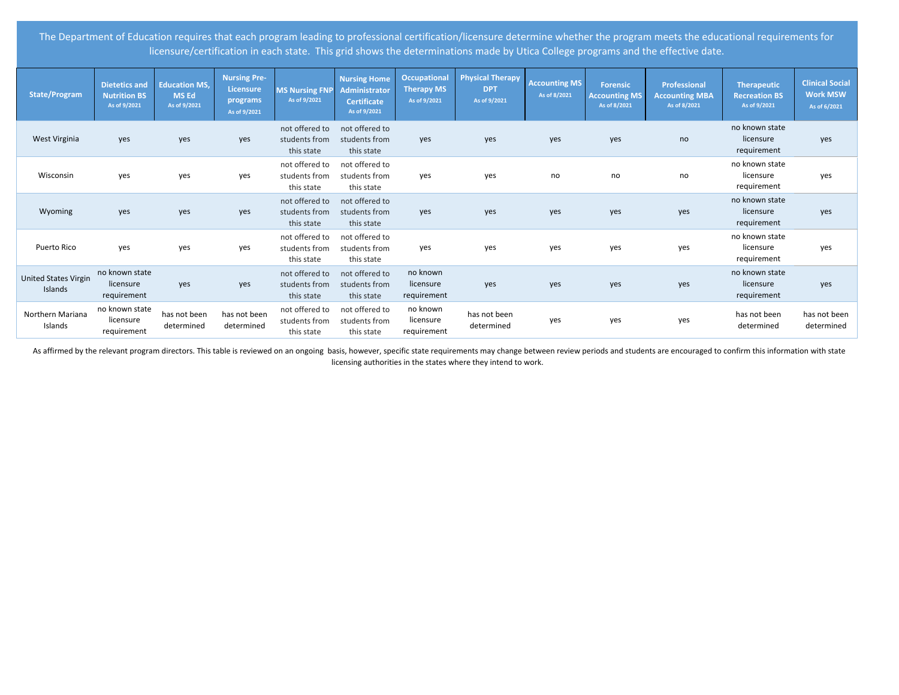The Department of Education requires that each program leading to professional certification/licensure determine whether the program meets the educational requirements for licensure/certification in each state. This grid shows the determinations made by Utica College programs and the effective date.

| State/Program | Dietetics and Nutrition BS As of 9/2021 | Education MS, MS Ed As of 9/2021 | Nursing Pre-Licensure programs As of 9/2021 | MS Nursing FNP As of 9/2021 | Nursing Home Administrator Certificate As of 9/2021 | Occupational Therapy MS As of 9/2021 | Physical Therapy DPT As of 9/2021 | Accounting MS As of 8/2021 | Forensic Accounting MS As of 8/2021 | Professional Accounting MBA As of 8/2021 | Therapeutic Recreation BS As of 9/2021 | Clinical Social Work MSW As of 6/2021 |
|---|---|---|---|---|---|---|---|---|---|---|---|---|
| West Virginia | yes | yes | yes | not offered to students from this state | not offered to students from this state | yes | yes | yes | yes | no | no known state licensure requirement | yes |
| Wisconsin | yes | yes | yes | not offered to students from this state | not offered to students from this state | yes | yes | no | no | no | no known state licensure requirement | yes |
| Wyoming | yes | yes | yes | not offered to students from this state | not offered to students from this state | yes | yes | yes | yes | yes | no known state licensure requirement | yes |
| Puerto Rico | yes | yes | yes | not offered to students from this state | not offered to students from this state | yes | yes | yes | yes | yes | no known state licensure requirement | yes |
| United States Virgin Islands | no known state licensure requirement | yes | yes | not offered to students from this state | not offered to students from this state | no known licensure requirement | yes | yes | yes | yes | no known state licensure requirement | yes |
| Northern Mariana Islands | no known state licensure requirement | has not been determined | has not been determined | not offered to students from this state | not offered to students from this state | no known licensure requirement | has not been determined | yes | yes | yes | has not been determined | has not been determined |

As affirmed by the relevant program directors. This table is reviewed on an ongoing basis, however, specific state requirements may change between review periods and students are encouraged to confirm this information with state licensing authorities in the states where they intend to work.